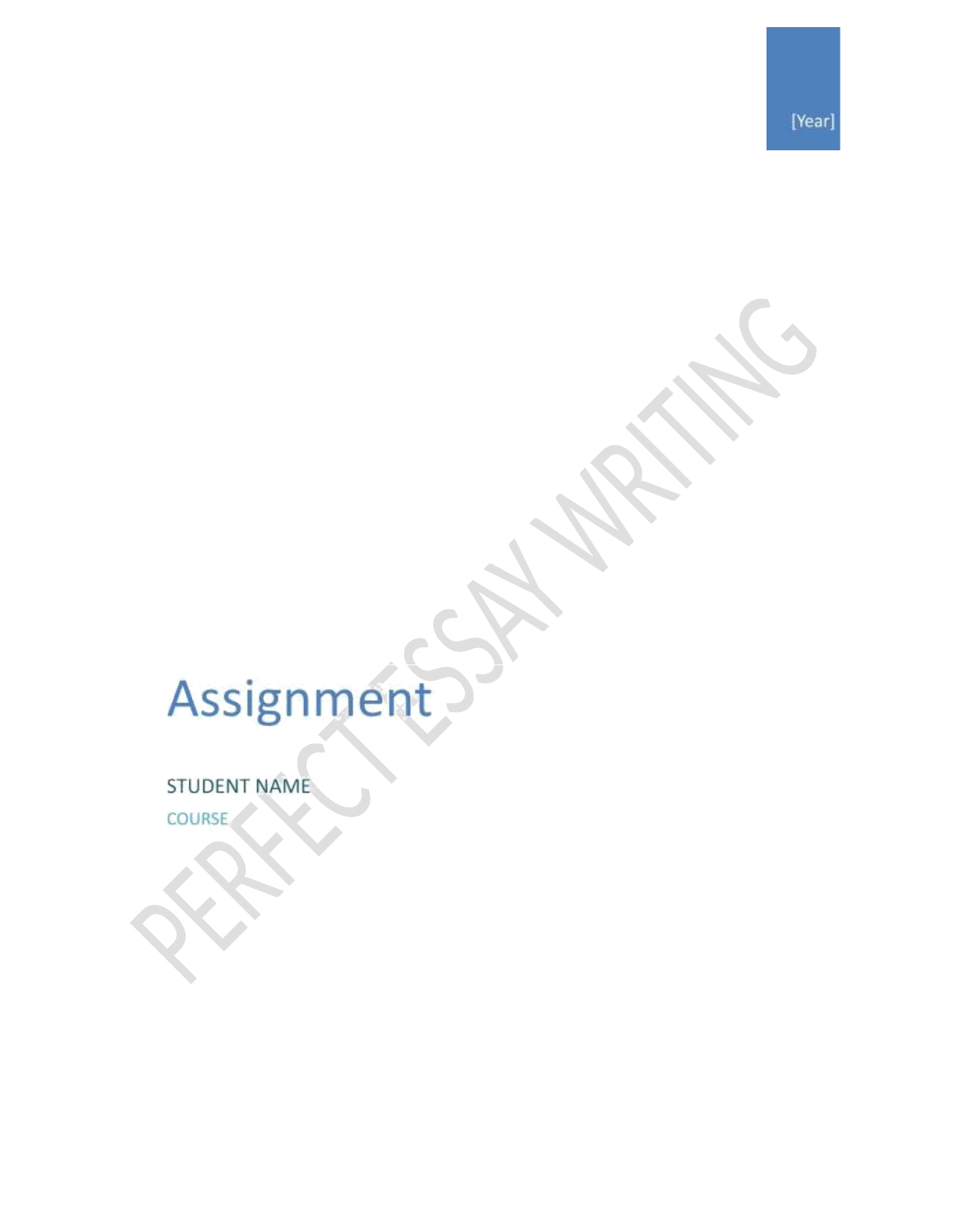[Year]

# Assignment

STUDENT NAME

COURSE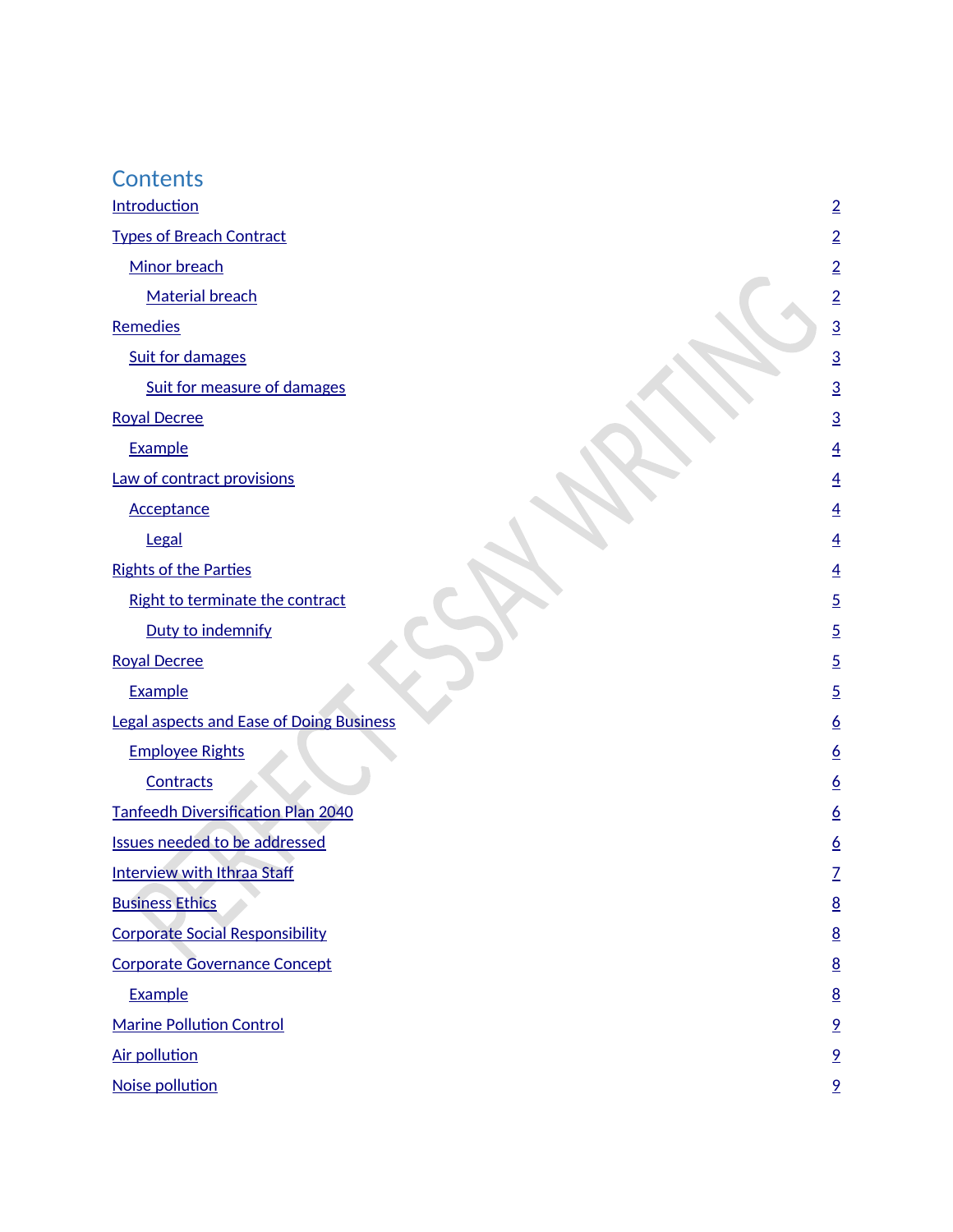# Contents

- Introduction 2
- Types of Breach Contract 2
  - Minor breach 2
    - Material breach 2
- Remedies 3
  - Suit for damages 3
    - Suit for measure of damages 3
- Royal Decree 3
  - Example 4
- Law of contract provisions 4
  - Acceptance 4
    - Legal 4
- Rights of the Parties 4
  - Right to terminate the contract 5
    - Duty to indemnify 5
- Royal Decree 5
  - Example 5
- Legal aspects and Ease of Doing Business 6
  - Employee Rights 6
    - Contracts 6
- Tanfeedh Diversification Plan 2040 6
- Issues needed to be addressed 6
- Interview with Ithraa Staff 7
- Business Ethics 8
- Corporate Social Responsibility 8
- Corporate Governance Concept 8
  - Example 8
- Marine Pollution Control 9
- Air pollution 9
- Noise pollution 9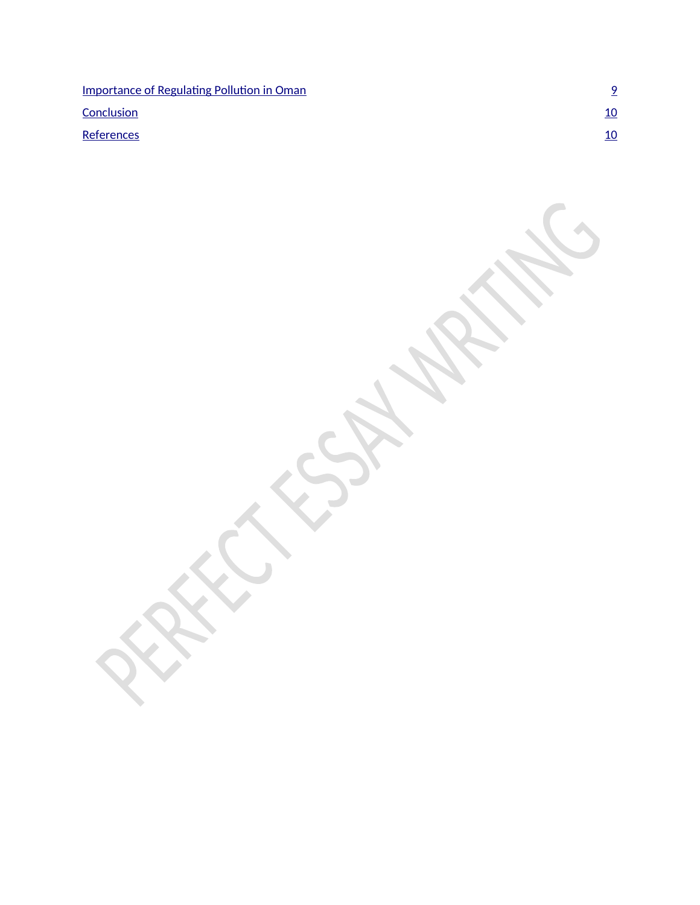[Importance of Regulating Pollution in Oman 9](#)

[Conclusion 10](#)

[References 10](#)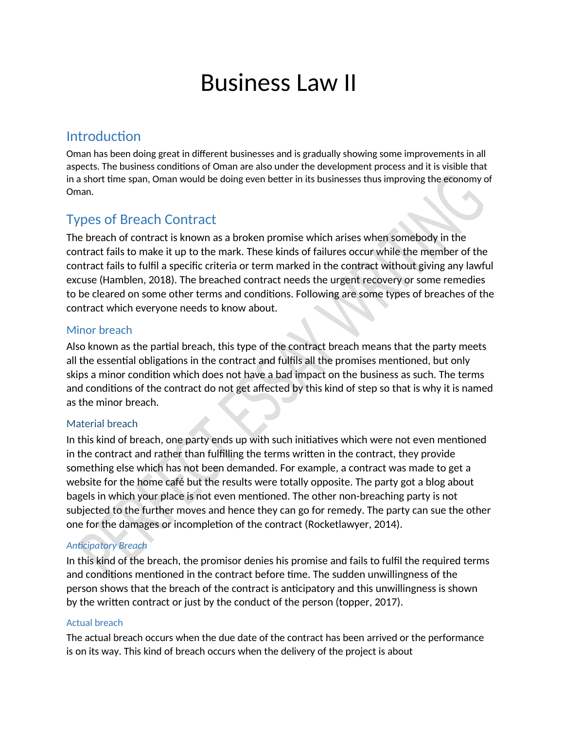# Business Law II

## Introduction

Oman has been doing great in different businesses and is gradually showing some improvements in all aspects. The business conditions of Oman are also under the development process and it is visible that in a short time span, Oman would be doing even better in its businesses thus improving the economy of Oman.

## Types of Breach Contract

The breach of contract is known as a broken promise which arises when somebody in the contract fails to make it up to the mark. These kinds of failures occur while the member of the contract fails to fulfil a specific criteria or term marked in the contract without giving any lawful excuse (Hamblen, 2018). The breached contract needs the urgent recovery or some remedies to be cleared on some other terms and conditions. Following are some types of breaches of the contract which everyone needs to know about.

### Minor breach

Also known as the partial breach, this type of the contract breach means that the party meets all the essential obligations in the contract and fulfils all the promises mentioned, but only skips a minor condition which does not have a bad impact on the business as such. The terms and conditions of the contract do not get affected by this kind of step so that is why it is named as the minor breach.

### Material breach

In this kind of breach, one party ends up with such initiatives which were not even mentioned in the contract and rather than fulfilling the terms written in the contract, they provide something else which has not been demanded. For example, a contract was made to get a website for the home café but the results were totally opposite. The party got a blog about bagels in which your place is not even mentioned. The other non-breaching party is not subjected to the further moves and hence they can go for remedy. The party can sue the other one for the damages or incompletion of the contract (Rocketlawyer, 2014).

#### *Anticipatory Breach*

In this kind of the breach, the promisor denies his promise and fails to fulfil the required terms and conditions mentioned in the contract before time. The sudden unwillingness of the person shows that the breach of the contract is anticipatory and this unwillingness is shown by the written contract or just by the conduct of the person (topper, 2017).

#### Actual breach

The actual breach occurs when the due date of the contract has been arrived or the performance is on its way. This kind of breach occurs when the delivery of the project is about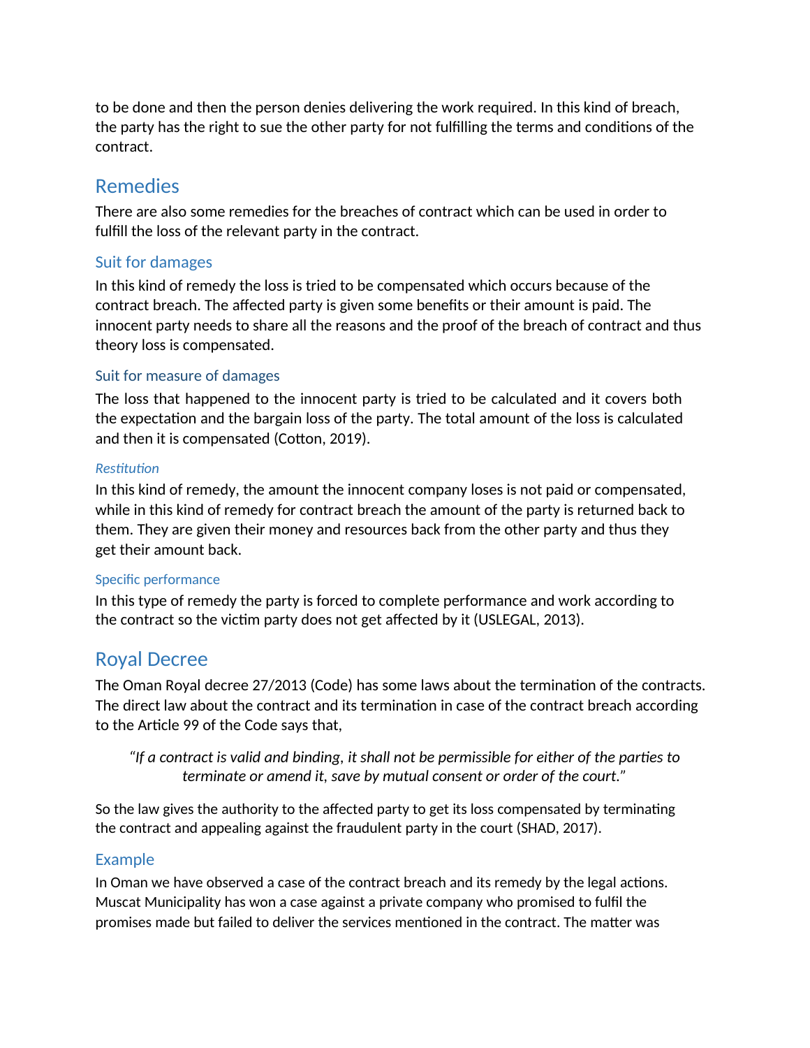to be done and then the person denies delivering the work required. In this kind of breach, the party has the right to sue the other party for not fulfilling the terms and conditions of the contract.

## Remedies

There are also some remedies for the breaches of contract which can be used in order to fulfill the loss of the relevant party in the contract.

### Suit for damages

In this kind of remedy the loss is tried to be compensated which occurs because of the contract breach. The affected party is given some benefits or their amount is paid. The innocent party needs to share all the reasons and the proof of the breach of contract and thus theory loss is compensated.

#### Suit for measure of damages

The loss that happened to the innocent party is tried to be calculated and it covers both the expectation and the bargain loss of the party. The total amount of the loss is calculated and then it is compensated (Cotton, 2019).

##### *Restitution*

In this kind of remedy, the amount the innocent company loses is not paid or compensated, while in this kind of remedy for contract breach the amount of the party is returned back to them. They are given their money and resources back from the other party and thus they get their amount back.

#### Specific performance

In this type of remedy the party is forced to complete performance and work according to the contract so the victim party does not get affected by it (USLEGAL, 2013).

## Royal Decree

The Oman Royal decree 27/2013 (Code) has some laws about the termination of the contracts. The direct law about the contract and its termination in case of the contract breach according to the Article 99 of the Code says that,

> *"If a contract is valid and binding, it shall not be permissible for either of the parties to terminate or amend it, save by mutual consent or order of the court."*

So the law gives the authority to the affected party to get its loss compensated by terminating the contract and appealing against the fraudulent party in the court (SHAD, 2017).

### Example

In Oman we have observed a case of the contract breach and its remedy by the legal actions. Muscat Municipality has won a case against a private company who promised to fulfil the promises made but failed to deliver the services mentioned in the contract. The matter was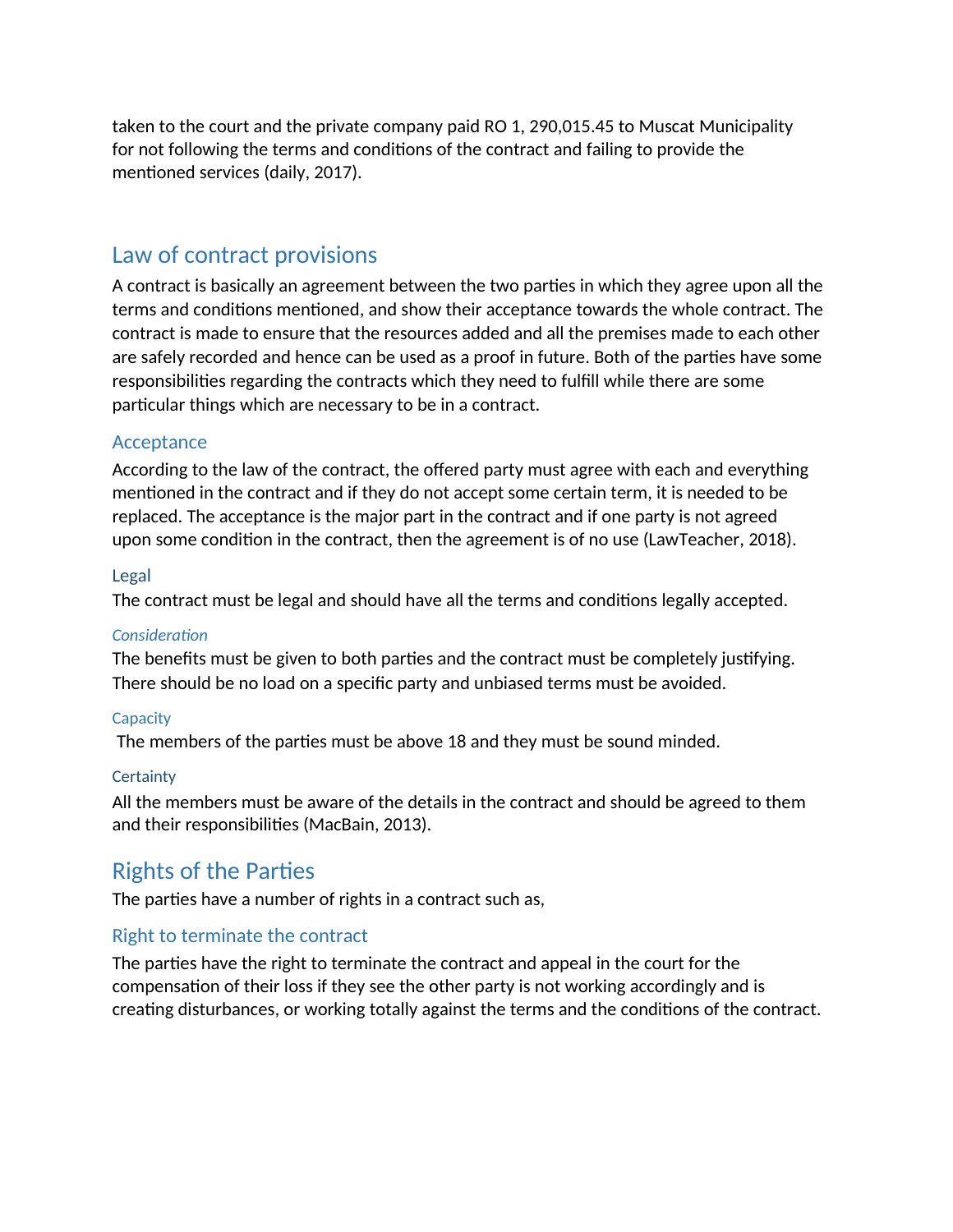taken to the court and the private company paid RO 1, 290,015.45 to Muscat Municipality for not following the terms and conditions of the contract and failing to provide the mentioned services (daily, 2017).

## Law of contract provisions

A contract is basically an agreement between the two parties in which they agree upon all the terms and conditions mentioned, and show their acceptance towards the whole contract. The contract is made to ensure that the resources added and all the premises made to each other are safely recorded and hence can be used as a proof in future. Both of the parties have some responsibilities regarding the contracts which they need to fulfill while there are some particular things which are necessary to be in a contract.

### Acceptance

According to the law of the contract, the offered party must agree with each and everything mentioned in the contract and if they do not accept some certain term, it is needed to be replaced. The acceptance is the major part in the contract and if one party is not agreed upon some condition in the contract, then the agreement is of no use (LawTeacher, 2018).

#### Legal

The contract must be legal and should have all the terms and conditions legally accepted.

#### *Consideration*

The benefits must be given to both parties and the contract must be completely justifying. There should be no load on a specific party and unbiased terms must be avoided.

#### Capacity

The members of the parties must be above 18 and they must be sound minded.

#### Certainty

All the members must be aware of the details in the contract and should be agreed to them and their responsibilities (MacBain, 2013).

## Rights of the Parties

The parties have a number of rights in a contract such as,

### Right to terminate the contract

The parties have the right to terminate the contract and appeal in the court for the compensation of their loss if they see the other party is not working accordingly and is creating disturbances, or working totally against the terms and the conditions of the contract.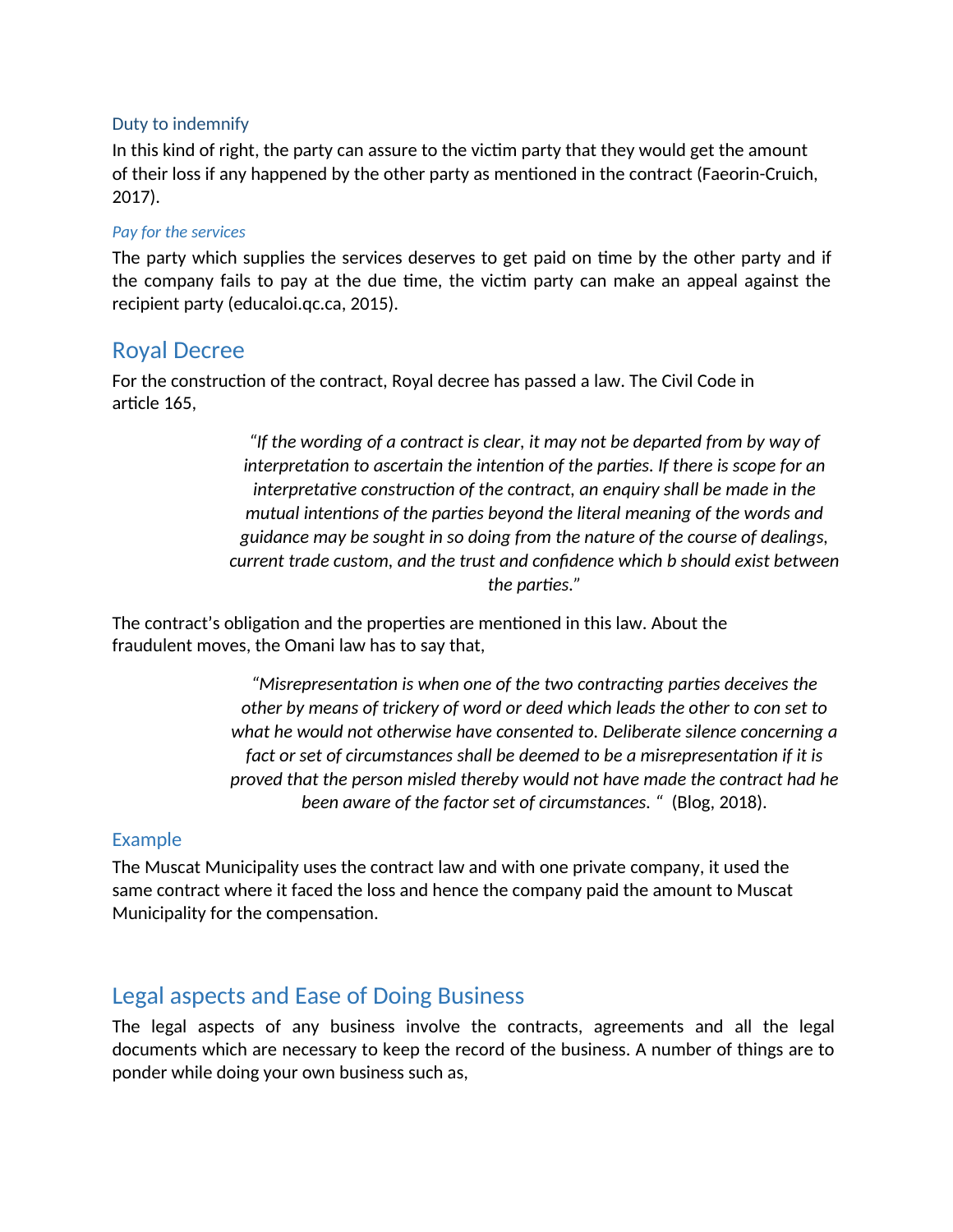### Duty to indemnify

In this kind of right, the party can assure to the victim party that they would get the amount of their loss if any happened by the other party as mentioned in the contract (Faeorin-Cruich, 2017).

### *Pay for the services*

The party which supplies the services deserves to get paid on time by the other party and if the company fails to pay at the due time, the victim party can make an appeal against the recipient party (educaloi.qc.ca, 2015).

## Royal Decree

For the construction of the contract, Royal decree has passed a law. The Civil Code in article 165,

> *"If the wording of a contract is clear, it may not be departed from by way of interpretation to ascertain the intention of the parties. If there is scope for an interpretative construction of the contract, an enquiry shall be made in the mutual intentions of the parties beyond the literal meaning of the words and guidance may be sought in so doing from the nature of the course of dealings, current trade custom, and the trust and confidence which b should exist between the parties."*

The contract's obligation and the properties are mentioned in this law. About the fraudulent moves, the Omani law has to say that,

> *"Misrepresentation is when one of the two contracting parties deceives the other by means of trickery of word or deed which leads the other to con set to what he would not otherwise have consented to. Deliberate silence concerning a fact or set of circumstances shall be deemed to be a misrepresentation if it is proved that the person misled thereby would not have made the contract had he been aware of the factor set of circumstances. "* (Blog, 2018).

### Example

The Muscat Municipality uses the contract law and with one private company, it used the same contract where it faced the loss and hence the company paid the amount to Muscat Municipality for the compensation.

## Legal aspects and Ease of Doing Business

The legal aspects of any business involve the contracts, agreements and all the legal documents which are necessary to keep the record of the business. A number of things are to ponder while doing your own business such as,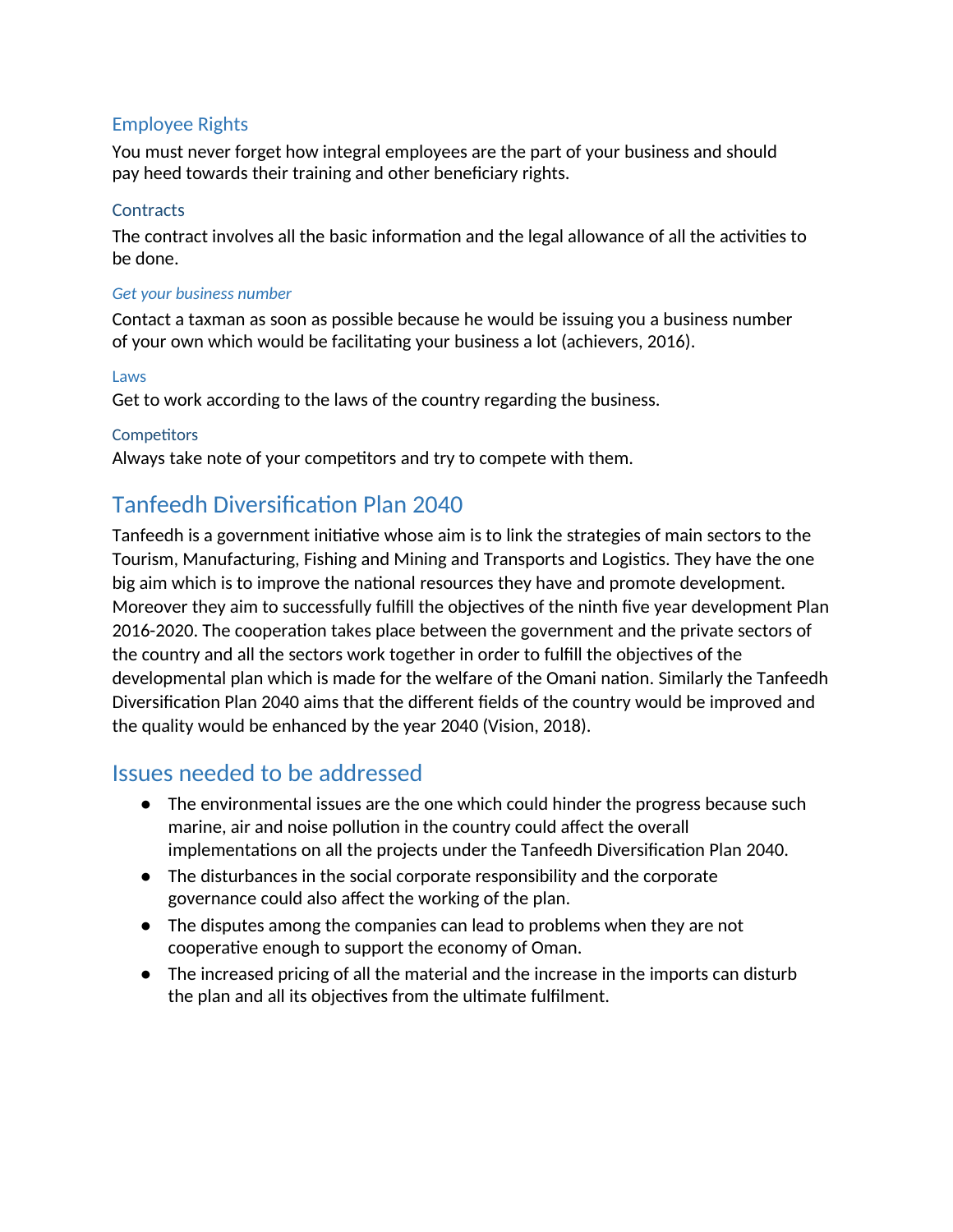### Employee Rights

You must never forget how integral employees are the part of your business and should pay heed towards their training and other beneficiary rights.

#### Contracts

The contract involves all the basic information and the legal allowance of all the activities to be done.

##### *Get your business number*

Contact a taxman as soon as possible because he would be issuing you a business number of your own which would be facilitating your business a lot (achievers, 2016).

##### Laws

Get to work according to the laws of the country regarding the business.

#### Competitors

Always take note of your competitors and try to compete with them.

## Tanfeedh Diversification Plan 2040

Tanfeedh is a government initiative whose aim is to link the strategies of main sectors to the Tourism, Manufacturing, Fishing and Mining and Transports and Logistics. They have the one big aim which is to improve the national resources they have and promote development. Moreover they aim to successfully fulfill the objectives of the ninth five year development Plan 2016-2020. The cooperation takes place between the government and the private sectors of the country and all the sectors work together in order to fulfill the objectives of the developmental plan which is made for the welfare of the Omani nation. Similarly the Tanfeedh Diversification Plan 2040 aims that the different fields of the country would be improved and the quality would be enhanced by the year 2040 (Vision, 2018).

## Issues needed to be addressed

- The environmental issues are the one which could hinder the progress because such marine, air and noise pollution in the country could affect the overall implementations on all the projects under the Tanfeedh Diversification Plan 2040.
- The disturbances in the social corporate responsibility and the corporate governance could also affect the working of the plan.
- The disputes among the companies can lead to problems when they are not cooperative enough to support the economy of Oman.
- The increased pricing of all the material and the increase in the imports can disturb the plan and all its objectives from the ultimate fulfilment.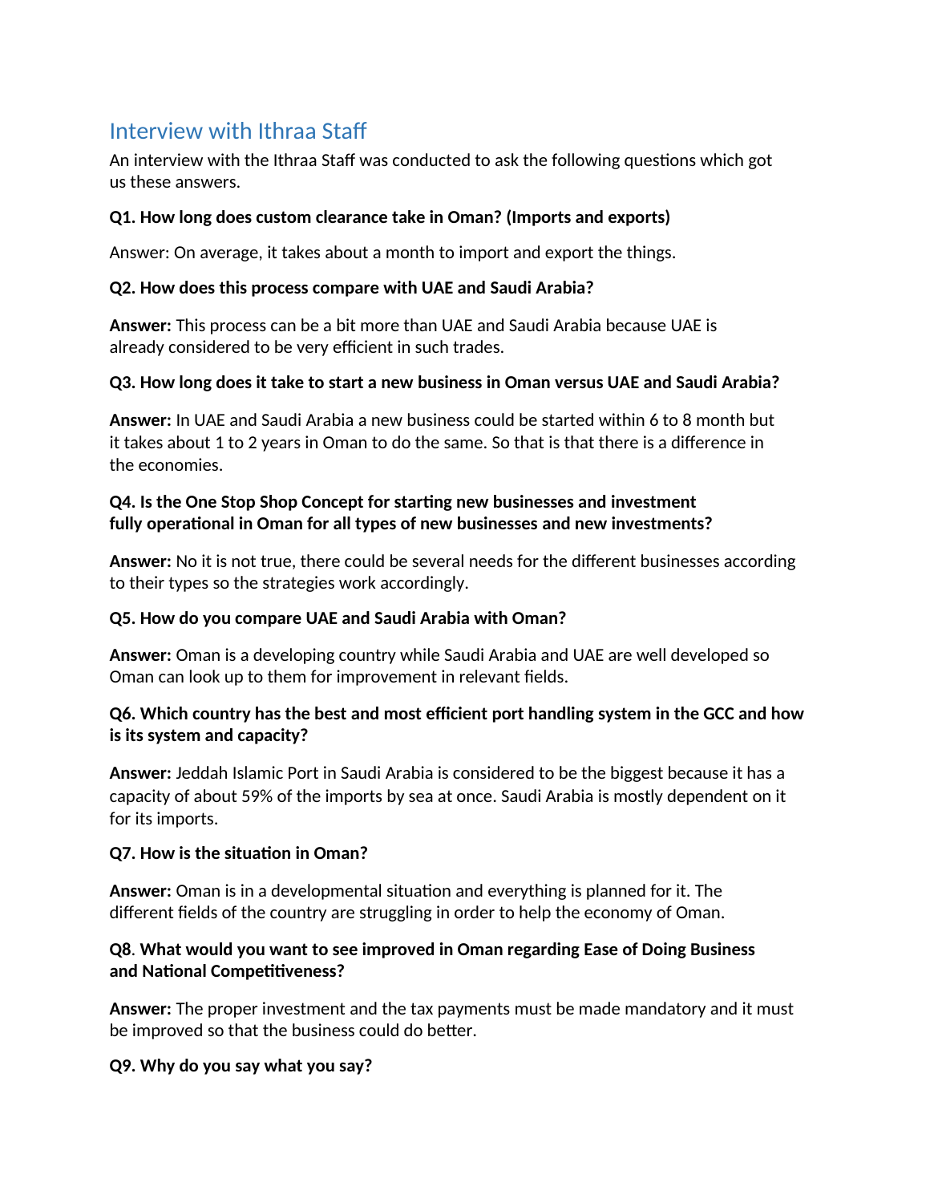## Interview with Ithraa Staff

An interview with the Ithraa Staff was conducted to ask the following questions which got us these answers.

**Q1. How long does custom clearance take in Oman? (Imports and exports)**

Answer: On average, it takes about a month to import and export the things.

**Q2. How does this process compare with UAE and Saudi Arabia?**

**Answer:** This process can be a bit more than UAE and Saudi Arabia because UAE is already considered to be very efficient in such trades.

**Q3. How long does it take to start a new business in Oman versus UAE and Saudi Arabia?**

**Answer:** In UAE and Saudi Arabia a new business could be started within 6 to 8 month but it takes about 1 to 2 years in Oman to do the same. So that is that there is a difference in the economies.

**Q4. Is the One Stop Shop Concept for starting new businesses and investment fully operational in Oman for all types of new businesses and new investments?**

**Answer:** No it is not true, there could be several needs for the different businesses according to their types so the strategies work accordingly.

**Q5. How do you compare UAE and Saudi Arabia with Oman?**

**Answer:** Oman is a developing country while Saudi Arabia and UAE are well developed so Oman can look up to them for improvement in relevant fields.

**Q6. Which country has the best and most efficient port handling system in the GCC and how is its system and capacity?**

**Answer:** Jeddah Islamic Port in Saudi Arabia is considered to be the biggest because it has a capacity of about 59% of the imports by sea at once. Saudi Arabia is mostly dependent on it for its imports.

**Q7. How is the situation in Oman?**

**Answer:** Oman is in a developmental situation and everything is planned for it. The different fields of the country are struggling in order to help the economy of Oman.

**Q8**. **What would you want to see improved in Oman regarding Ease of Doing Business and National Competitiveness?**

**Answer:** The proper investment and the tax payments must be made mandatory and it must be improved so that the business could do better.

**Q9. Why do you say what you say?**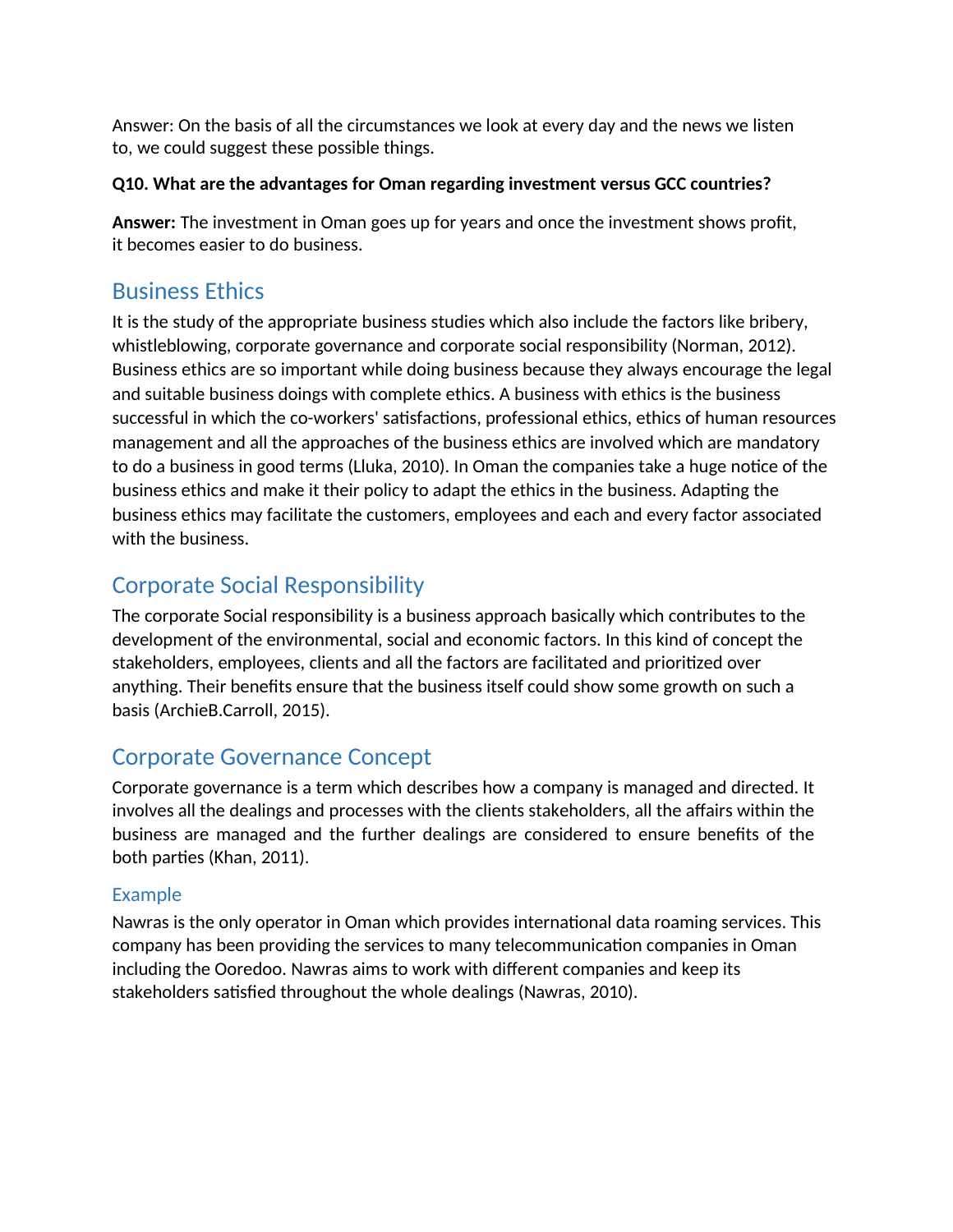Answer: On the basis of all the circumstances we look at every day and the news we listen to, we could suggest these possible things.

**Q10. What are the advantages for Oman regarding investment versus GCC countries?**

**Answer:** The investment in Oman goes up for years and once the investment shows profit, it becomes easier to do business.

## Business Ethics

It is the study of the appropriate business studies which also include the factors like bribery, whistleblowing, corporate governance and corporate social responsibility (Norman, 2012). Business ethics are so important while doing business because they always encourage the legal and suitable business doings with complete ethics. A business with ethics is the business successful in which the co-workers' satisfactions, professional ethics, ethics of human resources management and all the approaches of the business ethics are involved which are mandatory to do a business in good terms (Lluka, 2010). In Oman the companies take a huge notice of the business ethics and make it their policy to adapt the ethics in the business. Adapting the business ethics may facilitate the customers, employees and each and every factor associated with the business.

## Corporate Social Responsibility

The corporate Social responsibility is a business approach basically which contributes to the development of the environmental, social and economic factors. In this kind of concept the stakeholders, employees, clients and all the factors are facilitated and prioritized over anything. Their benefits ensure that the business itself could show some growth on such a basis (ArchieB.Carroll, 2015).

## Corporate Governance Concept

Corporate governance is a term which describes how a company is managed and directed. It involves all the dealings and processes with the clients stakeholders, all the affairs within the business are managed and the further dealings are considered to ensure benefits of the both parties (Khan, 2011).

### Example

Nawras is the only operator in Oman which provides international data roaming services. This company has been providing the services to many telecommunication companies in Oman including the Ooredoo. Nawras aims to work with different companies and keep its stakeholders satisfied throughout the whole dealings (Nawras, 2010).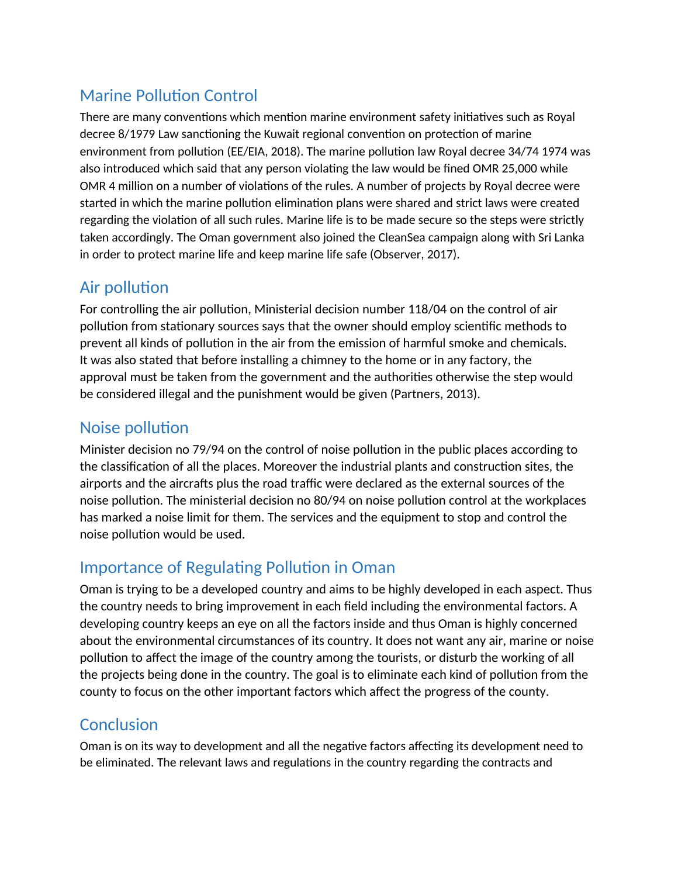## Marine Pollution Control

There are many conventions which mention marine environment safety initiatives such as Royal decree 8/1979 Law sanctioning the Kuwait regional convention on protection of marine environment from pollution (EE/EIA, 2018). The marine pollution law Royal decree 34/74 1974 was also introduced which said that any person violating the law would be fined OMR 25,000 while OMR 4 million on a number of violations of the rules. A number of projects by Royal decree were started in which the marine pollution elimination plans were shared and strict laws were created regarding the violation of all such rules. Marine life is to be made secure so the steps were strictly taken accordingly. The Oman government also joined the CleanSea campaign along with Sri Lanka in order to protect marine life and keep marine life safe (Observer, 2017).

## Air pollution

For controlling the air pollution, Ministerial decision number 118/04 on the control of air pollution from stationary sources says that the owner should employ scientific methods to prevent all kinds of pollution in the air from the emission of harmful smoke and chemicals. It was also stated that before installing a chimney to the home or in any factory, the approval must be taken from the government and the authorities otherwise the step would be considered illegal and the punishment would be given (Partners, 2013).

## Noise pollution

Minister decision no 79/94 on the control of noise pollution in the public places according to the classification of all the places. Moreover the industrial plants and construction sites, the airports and the aircrafts plus the road traffic were declared as the external sources of the noise pollution. The ministerial decision no 80/94 on noise pollution control at the workplaces has marked a noise limit for them. The services and the equipment to stop and control the noise pollution would be used.

## Importance of Regulating Pollution in Oman

Oman is trying to be a developed country and aims to be highly developed in each aspect. Thus the country needs to bring improvement in each field including the environmental factors. A developing country keeps an eye on all the factors inside and thus Oman is highly concerned about the environmental circumstances of its country. It does not want any air, marine or noise pollution to affect the image of the country among the tourists, or disturb the working of all the projects being done in the country. The goal is to eliminate each kind of pollution from the county to focus on the other important factors which affect the progress of the county.

## Conclusion

Oman is on its way to development and all the negative factors affecting its development need to be eliminated. The relevant laws and regulations in the country regarding the contracts and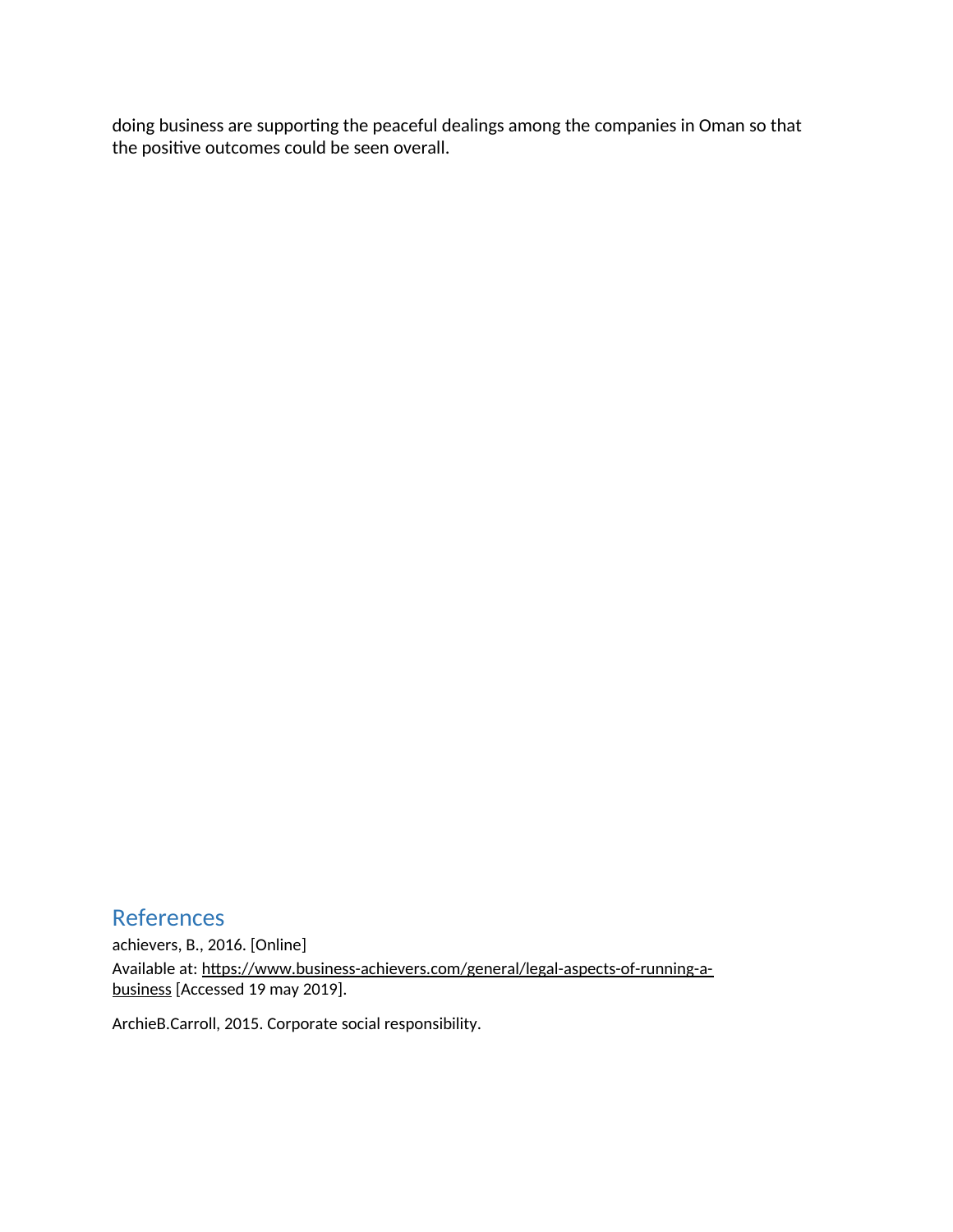doing business are supporting the peaceful dealings among the companies in Oman so that the positive outcomes could be seen overall.

## References

achievers, B., 2016. [Online]

Available at: https://www.business-achievers.com/general/legal-aspects-of-running-a-business [Accessed 19 may 2019].

ArchieB.Carroll, 2015. Corporate social responsibility.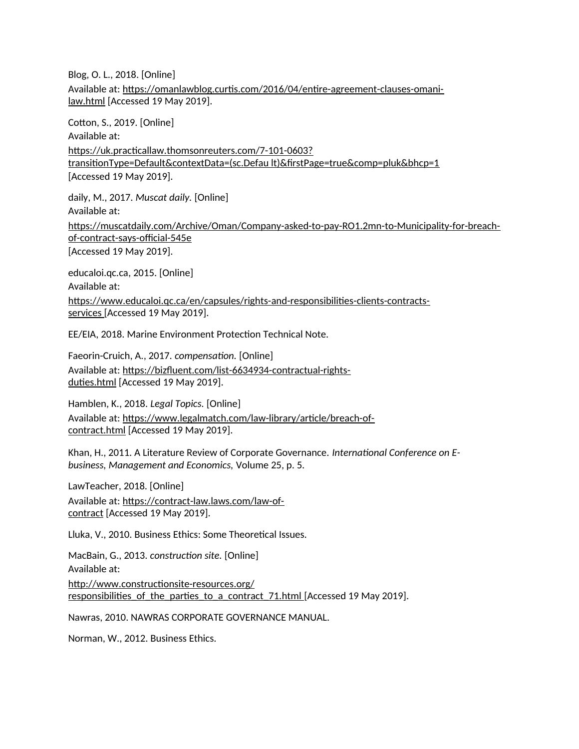Blog, O. L., 2018. [Online]
Available at: https://omanlawblog.curtis.com/2016/04/entire-agreement-clauses-omani-law.html [Accessed 19 May 2019].

Cotton, S., 2019. [Online]
Available at:
https://uk.practicallaw.thomsonreuters.com/7-101-0603?transitionType=Default&contextData=(sc.Defau lt)&firstPage=true&comp=pluk&bhcp=1
[Accessed 19 May 2019].

daily, M., 2017. *Muscat daily.* [Online]
Available at:
https://muscatdaily.com/Archive/Oman/Company-asked-to-pay-RO1.2mn-to-Municipality-for-breach-of-contract-says-official-545e
[Accessed 19 May 2019].

educaloi.qc.ca, 2015. [Online]
Available at:
https://www.educaloi.qc.ca/en/capsules/rights-and-responsibilities-clients-contracts-services [Accessed 19 May 2019].

EE/EIA, 2018. Marine Environment Protection Technical Note.

Faeorin-Cruich, A., 2017. *compensation.* [Online]
Available at: https://bizfluent.com/list-6634934-contractual-rights-duties.html [Accessed 19 May 2019].

Hamblen, K., 2018. *Legal Topics.* [Online]
Available at: https://www.legalmatch.com/law-library/article/breach-of-contract.html [Accessed 19 May 2019].

Khan, H., 2011. A Literature Review of Corporate Governance. *International Conference on E-business, Management and Economics*, Volume 25, p. 5.

LawTeacher, 2018. [Online]
Available at: https://contract-law.laws.com/law-of-contract [Accessed 19 May 2019].

Lluka, V., 2010. Business Ethics: Some Theoretical Issues.

MacBain, G., 2013. *construction site.* [Online]
Available at:
http://www.constructionsite-resources.org/responsibilities_of_the_parties_to_a_contract_71.html [Accessed 19 May 2019].

Nawras, 2010. NAWRAS CORPORATE GOVERNANCE MANUAL.

Norman, W., 2012. Business Ethics.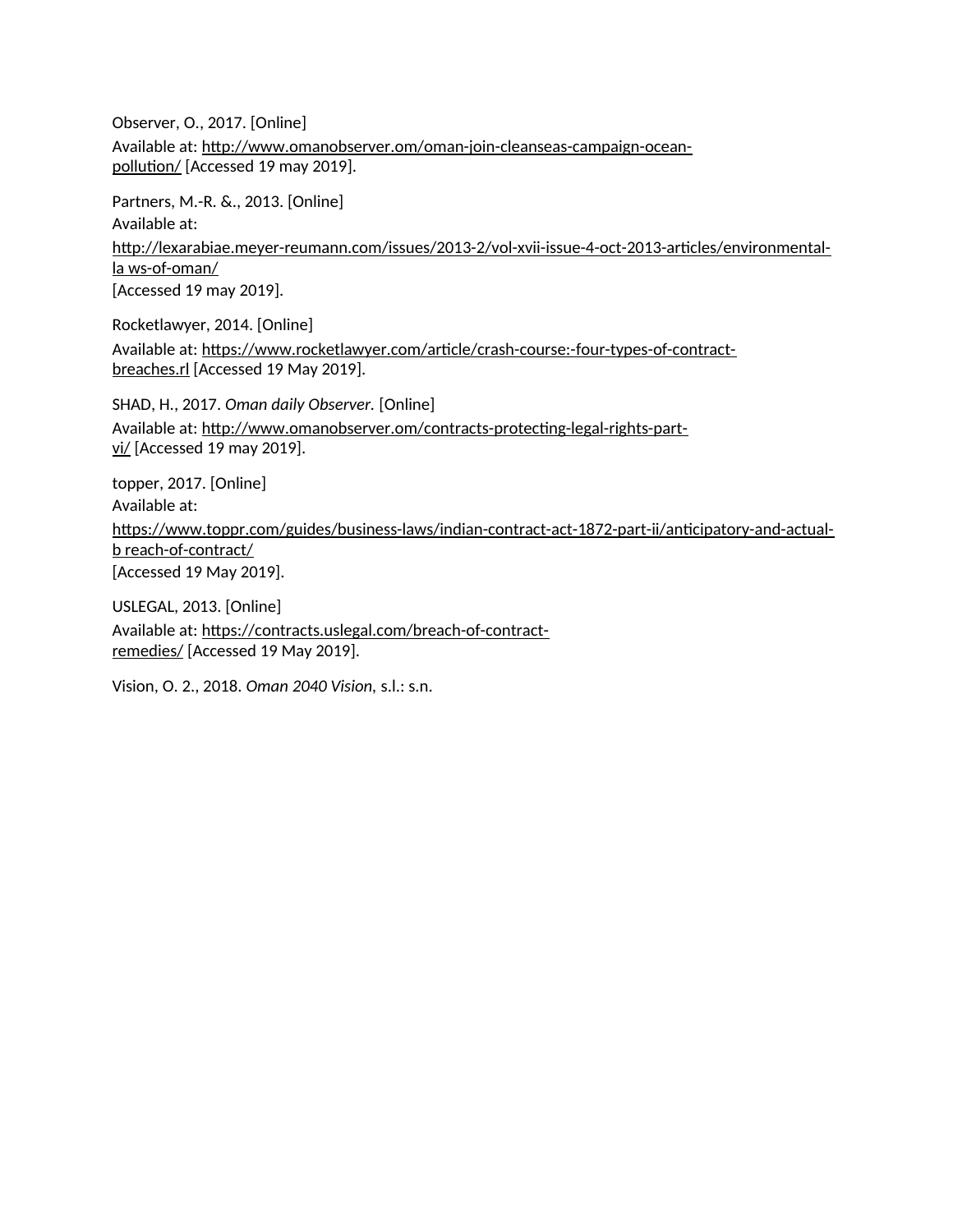Observer, O., 2017. [Online]
Available at: http://www.omanobserver.om/oman-join-cleanseas-campaign-ocean-pollution/ [Accessed 19 may 2019].

Partners, M.-R. &., 2013. [Online]
Available at:
http://lexarabiae.meyer-reumann.com/issues/2013-2/vol-xvii-issue-4-oct-2013-articles/environmental-la ws-of-oman/
[Accessed 19 may 2019].

Rocketlawyer, 2014. [Online]
Available at: https://www.rocketlawyer.com/article/crash-course:-four-types-of-contract-breaches.rl [Accessed 19 May 2019].

SHAD, H., 2017. *Oman daily Observer.* [Online]
Available at: http://www.omanobserver.om/contracts-protecting-legal-rights-part-vi/ [Accessed 19 may 2019].

topper, 2017. [Online]
Available at:
https://www.toppr.com/guides/business-laws/indian-contract-act-1872-part-ii/anticipatory-and-actual-b reach-of-contract/
[Accessed 19 May 2019].

USLEGAL, 2013. [Online]
Available at: https://contracts.uslegal.com/breach-of-contract-remedies/ [Accessed 19 May 2019].

Vision, O. 2., 2018. *Oman 2040 Vision*, s.l.: s.n.